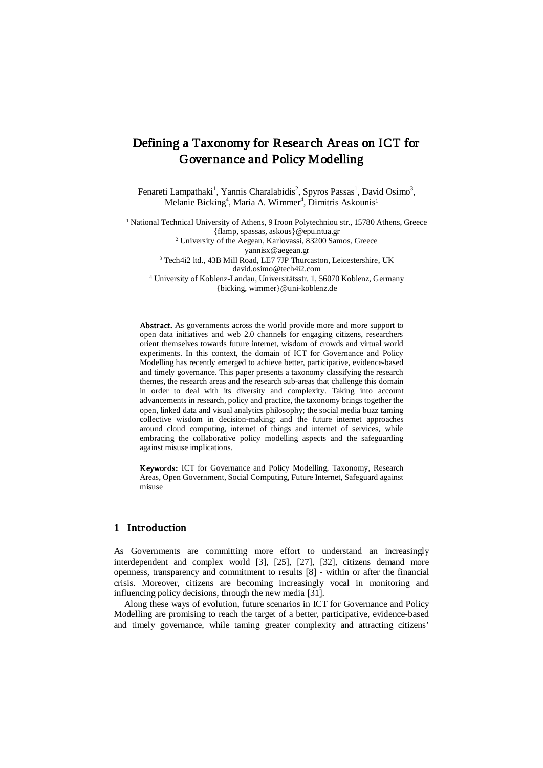# Defining a Taxonomy for Research Areas on ICT for Governance and Policy Modelling

Fenareti Lampathaki[1], Yannis Charalabidis[2], Spyros Passas[1], David Osimo[3], Melanie Bicking[4], Maria A. Wimmer[4], Dimitris Askounis[1]

[1] National Technical University of Athens, 9 Iroon Polytechniou str., 15780 Athens, Greece
{flamp, spassas, askous}@epu.ntua.gr

[2] University of the Aegean, Karlovassi, 83200 Samos, Greece
yannisx@aegean.gr

[3] Tech4i2 ltd., 43B Mill Road, LE7 7JP Thurcaston, Leicestershire, UK
david.osimo@tech4i2.com

[4] University of Koblenz-Landau, Universitätsstr. 1, 56070 Koblenz, Germany
{bicking, wimmer}@uni-koblenz.de

**Abstract.** As governments across the world provide more and more support to open data initiatives and web 2.0 channels for engaging citizens, researchers orient themselves towards future internet, wisdom of crowds and virtual world experiments. In this context, the domain of ICT for Governance and Policy Modelling has recently emerged to achieve better, participative, evidence-based and timely governance. This paper presents a taxonomy classifying the research themes, the research areas and the research sub-areas that challenge this domain in order to deal with its diversity and complexity. Taking into account advancements in research, policy and practice, the taxonomy brings together the open, linked data and visual analytics philosophy; the social media buzz taming collective wisdom in decision-making; and the future internet approaches around cloud computing, internet of things and internet of services, while embracing the collaborative policy modelling aspects and the safeguarding against misuse implications.

**Keywords:** ICT for Governance and Policy Modelling, Taxonomy, Research Areas, Open Government, Social Computing, Future Internet, Safeguard against misuse

## 1 Introduction

As Governments are committing more effort to understand an increasingly interdependent and complex world [3], [25], [27], [32], citizens demand more openness, transparency and commitment to results [8] - within or after the financial crisis. Moreover, citizens are becoming increasingly vocal in monitoring and influencing policy decisions, through the new media [31].

Along these ways of evolution, future scenarios in ICT for Governance and Policy Modelling are promising to reach the target of a better, participative, evidence-based and timely governance, while taming greater complexity and attracting citizens'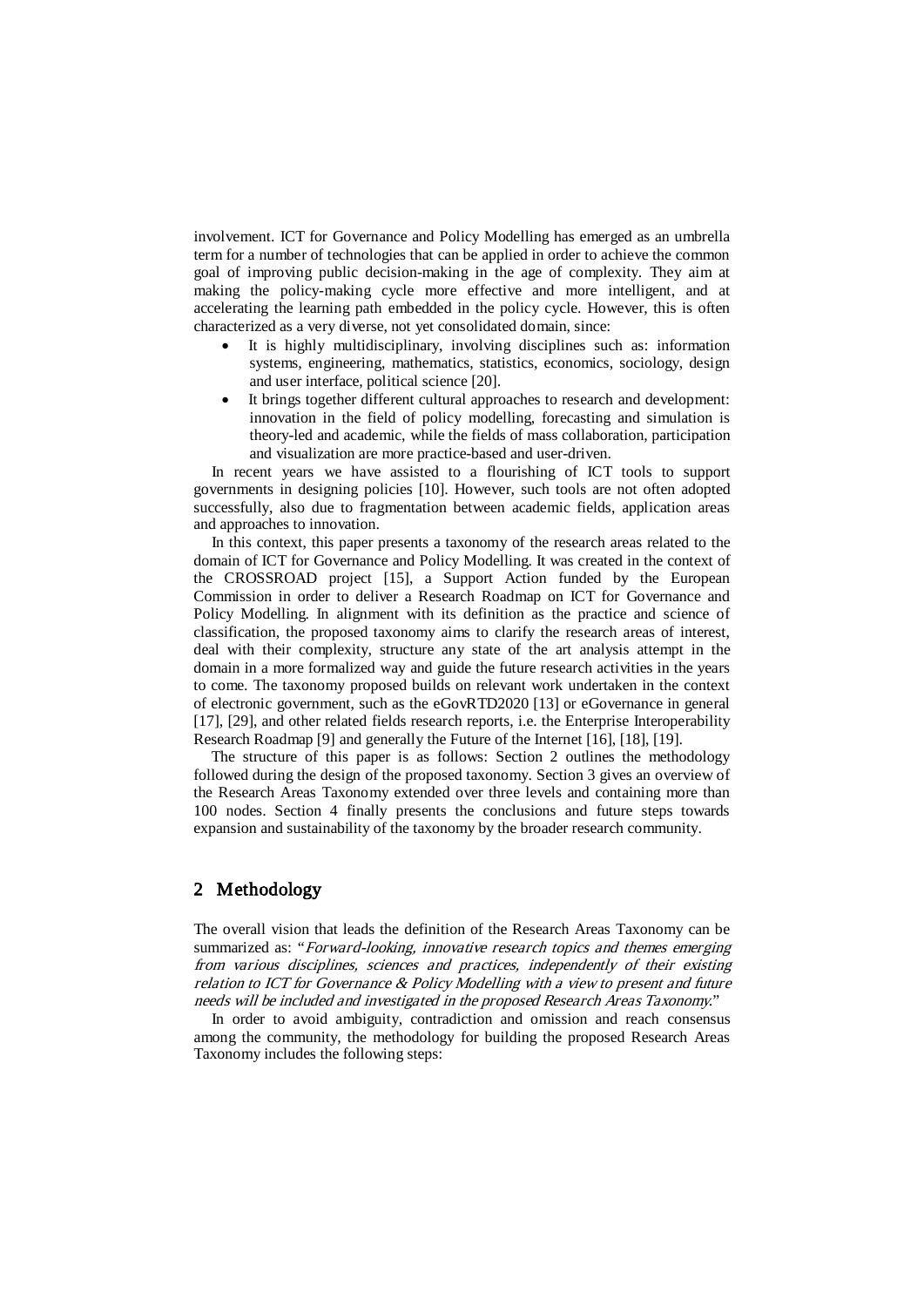involvement. ICT for Governance and Policy Modelling has emerged as an umbrella term for a number of technologies that can be applied in order to achieve the common goal of improving public decision-making in the age of complexity. They aim at making the policy-making cycle more effective and more intelligent, and at accelerating the learning path embedded in the policy cycle. However, this is often characterized as a very diverse, not yet consolidated domain, since:

- It is highly multidisciplinary, involving disciplines such as: information systems, engineering, mathematics, statistics, economics, sociology, design and user interface, political science [20].
- It brings together different cultural approaches to research and development: innovation in the field of policy modelling, forecasting and simulation is theory-led and academic, while the fields of mass collaboration, participation and visualization are more practice-based and user-driven.

In recent years we have assisted to a flourishing of ICT tools to support governments in designing policies [10]. However, such tools are not often adopted successfully, also due to fragmentation between academic fields, application areas and approaches to innovation.

In this context, this paper presents a taxonomy of the research areas related to the domain of ICT for Governance and Policy Modelling. It was created in the context of the CROSSROAD project [15], a Support Action funded by the European Commission in order to deliver a Research Roadmap on ICT for Governance and Policy Modelling. In alignment with its definition as the practice and science of classification, the proposed taxonomy aims to clarify the research areas of interest, deal with their complexity, structure any state of the art analysis attempt in the domain in a more formalized way and guide the future research activities in the years to come. The taxonomy proposed builds on relevant work undertaken in the context of electronic government, such as the eGovRTD2020 [13] or eGovernance in general [17], [29], and other related fields research reports, i.e. the Enterprise Interoperability Research Roadmap [9] and generally the Future of the Internet [16], [18], [19].

The structure of this paper is as follows: Section 2 outlines the methodology followed during the design of the proposed taxonomy. Section 3 gives an overview of the Research Areas Taxonomy extended over three levels and containing more than 100 nodes. Section 4 finally presents the conclusions and future steps towards expansion and sustainability of the taxonomy by the broader research community.

## 2 Methodology

The overall vision that leads the definition of the Research Areas Taxonomy can be summarized as: "*Forward-looking, innovative research topics and themes emerging from various disciplines, sciences and practices, independently of their existing relation to ICT for Governance & Policy Modelling with a view to present and future needs will be included and investigated in the proposed Research Areas Taxonomy.*"

In order to avoid ambiguity, contradiction and omission and reach consensus among the community, the methodology for building the proposed Research Areas Taxonomy includes the following steps: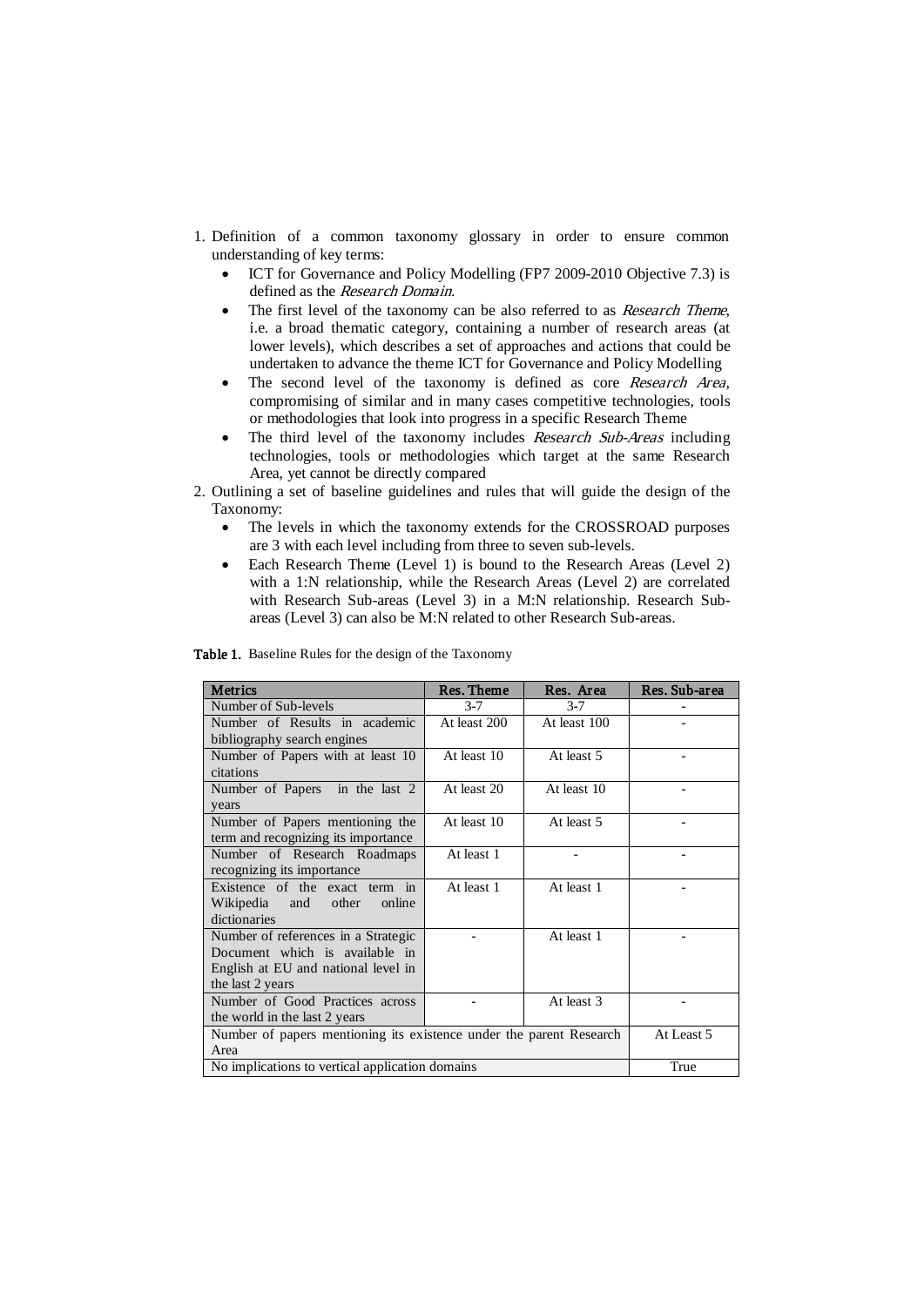1. Definition of a common taxonomy glossary in order to ensure common understanding of key terms:
   - ICT for Governance and Policy Modelling (FP7 2009-2010 Objective 7.3) is defined as the *Research Domain*.
   - The first level of the taxonomy can be also referred to as *Research Theme*, i.e. a broad thematic category, containing a number of research areas (at lower levels), which describes a set of approaches and actions that could be undertaken to advance the theme ICT for Governance and Policy Modelling
   - The second level of the taxonomy is defined as core *Research Area*, compromising of similar and in many cases competitive technologies, tools or methodologies that look into progress in a specific Research Theme
   - The third level of the taxonomy includes *Research Sub-Areas* including technologies, tools or methodologies which target at the same Research Area, yet cannot be directly compared
2. Outlining a set of baseline guidelines and rules that will guide the design of the Taxonomy:
   - The levels in which the taxonomy extends for the CROSSROAD purposes are 3 with each level including from three to seven sub-levels.
   - Each Research Theme (Level 1) is bound to the Research Areas (Level 2) with a 1:N relationship, while the Research Areas (Level 2) are correlated with Research Sub-areas (Level 3) in a M:N relationship. Research Sub-areas (Level 3) can also be M:N related to other Research Sub-areas.

**Table 1.** Baseline Rules for the design of the Taxonomy

| Metrics | Res. Theme | Res. Area | Res. Sub-area |
|---|---|---|---|
| Number of Sub-levels | 3-7 | 3-7 | - |
| Number of Results in academic bibliography search engines | At least 200 | At least 100 | - |
| Number of Papers with at least 10 citations | At least 10 | At least 5 | - |
| Number of Papers in the last 2 years | At least 20 | At least 10 | - |
| Number of Papers mentioning the term and recognizing its importance | At least 10 | At least 5 | - |
| Number of Research Roadmaps recognizing its importance | At least 1 | - | - |
| Existence of the exact term in Wikipedia and other online dictionaries | At least 1 | At least 1 | - |
| Number of references in a Strategic Document which is available in English at EU and national level in the last 2 years | - | At least 1 | - |
| Number of Good Practices across the world in the last 2 years | - | At least 3 | - |
| Number of papers mentioning its existence under the parent Research Area | | | At Least 5 |
| No implications to vertical application domains | | | True |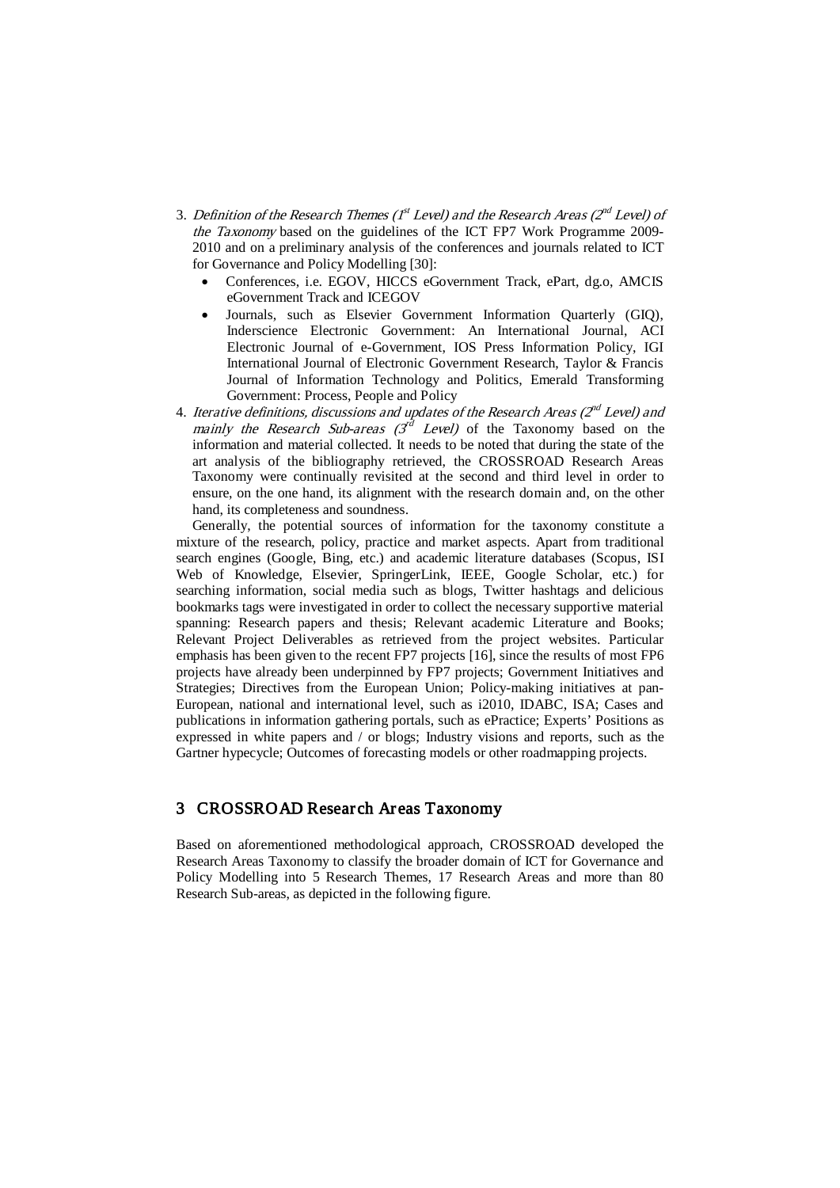3. *Definition of the Research Themes (1st Level) and the Research Areas (2nd Level) of the Taxonomy* based on the guidelines of the ICT FP7 Work Programme 2009-2010 and on a preliminary analysis of the conferences and journals related to ICT for Governance and Policy Modelling [30]:
   - Conferences, i.e. EGOV, HICCS eGovernment Track, ePart, dg.o, AMCIS eGovernment Track and ICEGOV
   - Journals, such as Elsevier Government Information Quarterly (GIQ), Inderscience Electronic Government: An International Journal, ACI Electronic Journal of e-Government, IOS Press Information Policy, IGI International Journal of Electronic Government Research, Taylor & Francis Journal of Information Technology and Politics, Emerald Transforming Government: Process, People and Policy
4. *Iterative definitions, discussions and updates of the Research Areas (2nd Level) and mainly the Research Sub-areas (3rd Level)* of the Taxonomy based on the information and material collected. It needs to be noted that during the state of the art analysis of the bibliography retrieved, the CROSSROAD Research Areas Taxonomy were continually revisited at the second and third level in order to ensure, on the one hand, its alignment with the research domain and, on the other hand, its completeness and soundness.

Generally, the potential sources of information for the taxonomy constitute a mixture of the research, policy, practice and market aspects. Apart from traditional search engines (Google, Bing, etc.) and academic literature databases (Scopus, ISI Web of Knowledge, Elsevier, SpringerLink, IEEE, Google Scholar, etc.) for searching information, social media such as blogs, Twitter hashtags and delicious bookmarks tags were investigated in order to collect the necessary supportive material spanning: Research papers and thesis; Relevant academic Literature and Books; Relevant Project Deliverables as retrieved from the project websites. Particular emphasis has been given to the recent FP7 projects [16], since the results of most FP6 projects have already been underpinned by FP7 projects; Government Initiatives and Strategies; Directives from the European Union; Policy-making initiatives at pan-European, national and international level, such as i2010, IDABC, ISA; Cases and publications in information gathering portals, such as ePractice; Experts' Positions as expressed in white papers and / or blogs; Industry visions and reports, such as the Gartner hypecycle; Outcomes of forecasting models or other roadmapping projects.

## 3 CROSSROAD Research Areas Taxonomy

Based on aforementioned methodological approach, CROSSROAD developed the Research Areas Taxonomy to classify the broader domain of ICT for Governance and Policy Modelling into 5 Research Themes, 17 Research Areas and more than 80 Research Sub-areas, as depicted in the following figure.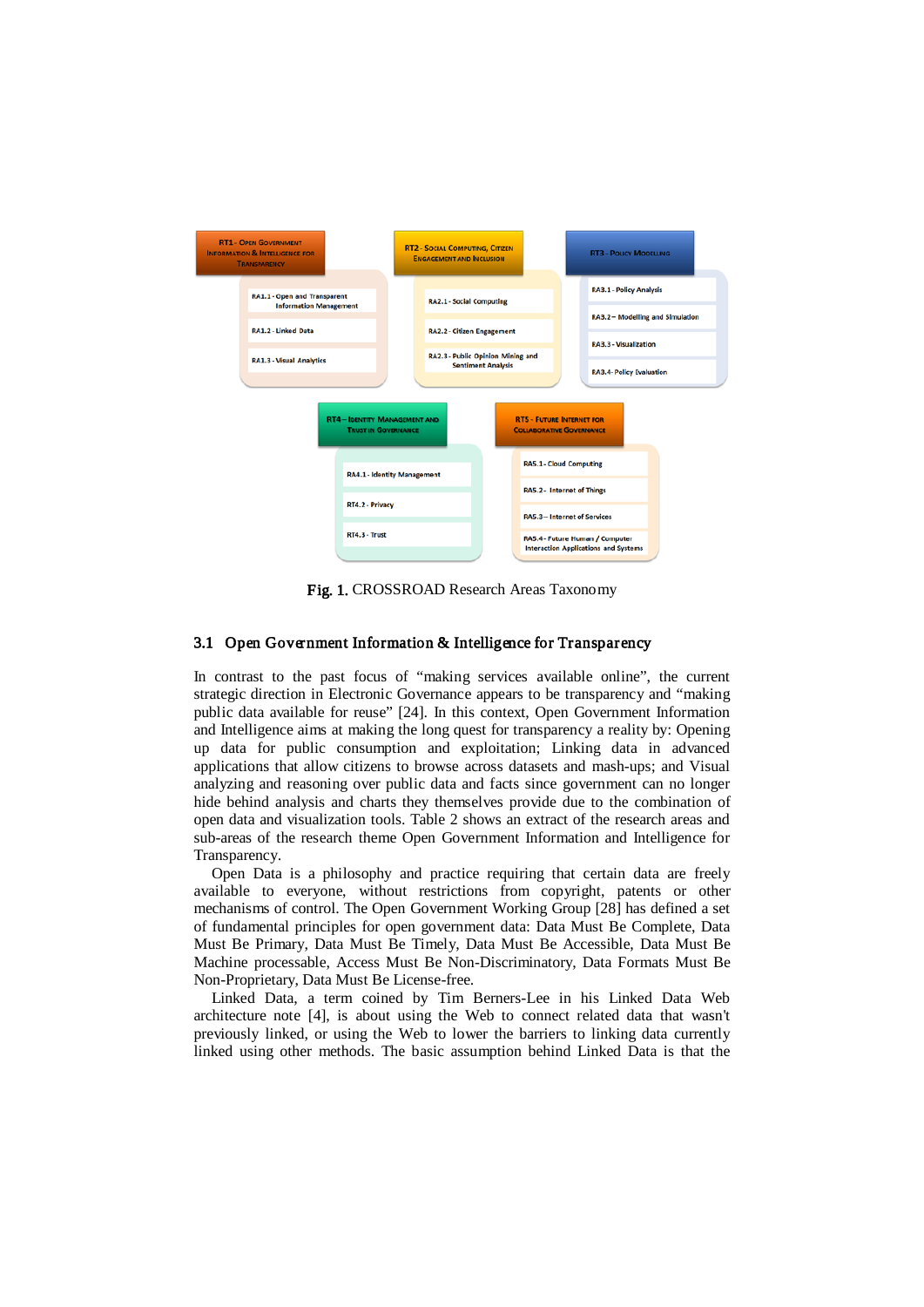RT1 - Open Government Information & Intelligence for Transparency

- RA1.1 - Open and Transparent Information Management
- RA1.2 - Linked Data
- RA1.3 - Visual Analytics

RT2 - Social Computing, Citizen Engagement and Inclusion

- RA2.1 - Social Computing
- RA2.2 - Citizen Engagement
- RA2.3 - Public Opinion Mining and Sentiment Analysis

RT3 - Policy Modelling

- RA3.1 - Policy Analysis
- RA3.2 – Modelling and Simulation
- RA3.3 - Visualization
- RA3.4 - Policy Evaluation

RT4 – Identity Management and Trust in Governance

- RA4.1 - Identity Management
- RT4.2 - Privacy
- RT4.3 - Trust

RT5 - Future Internet for Collaborative Governance

- RA5.1 - Cloud Computing
- RA5.2 - Internet of Things
- RA5.3 – Internet of Services
- RA5.4 - Future Human / Computer Interaction Applications and Systems

**Fig. 1.** CROSSROAD Research Areas Taxonomy

### 3.1 Open Government Information & Intelligence for Transparency

In contrast to the past focus of "making services available online", the current strategic direction in Electronic Governance appears to be transparency and "making public data available for reuse" [24]. In this context, Open Government Information and Intelligence aims at making the long quest for transparency a reality by: Opening up data for public consumption and exploitation; Linking data in advanced applications that allow citizens to browse across datasets and mash-ups; and Visual analyzing and reasoning over public data and facts since government can no longer hide behind analysis and charts they themselves provide due to the combination of open data and visualization tools. Table 2 shows an extract of the research areas and sub-areas of the research theme Open Government Information and Intelligence for Transparency.

Open Data is a philosophy and practice requiring that certain data are freely available to everyone, without restrictions from copyright, patents or other mechanisms of control. The Open Government Working Group [28] has defined a set of fundamental principles for open government data: Data Must Be Complete, Data Must Be Primary, Data Must Be Timely, Data Must Be Accessible, Data Must Be Machine processable, Access Must Be Non-Discriminatory, Data Formats Must Be Non-Proprietary, Data Must Be License-free.

Linked Data, a term coined by Tim Berners-Lee in his Linked Data Web architecture note [4], is about using the Web to connect related data that wasn't previously linked, or using the Web to lower the barriers to linking data currently linked using other methods. The basic assumption behind Linked Data is that the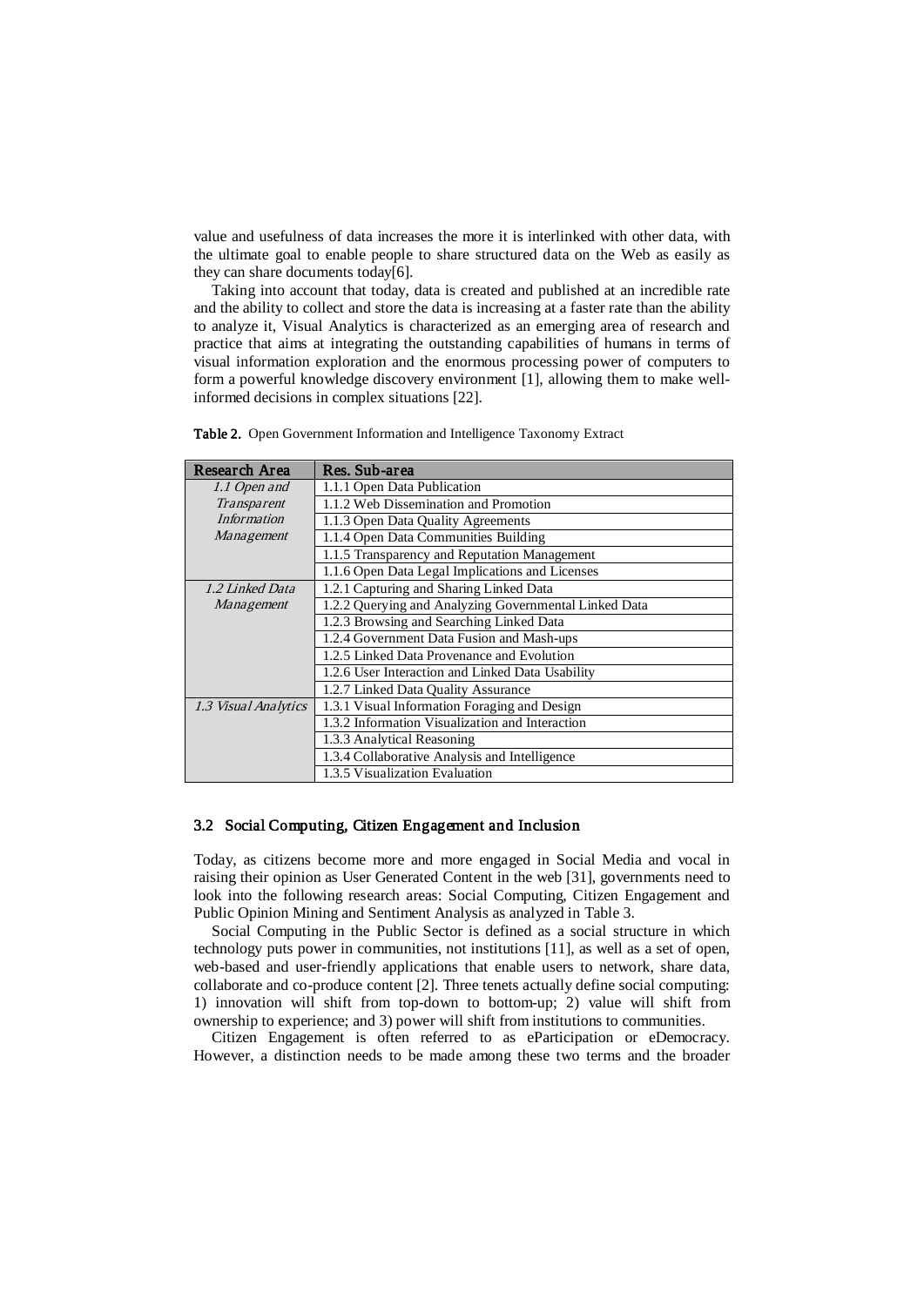value and usefulness of data increases the more it is interlinked with other data, with the ultimate goal to enable people to share structured data on the Web as easily as they can share documents today[6].

Taking into account that today, data is created and published at an incredible rate and the ability to collect and store the data is increasing at a faster rate than the ability to analyze it, Visual Analytics is characterized as an emerging area of research and practice that aims at integrating the outstanding capabilities of humans in terms of visual information exploration and the enormous processing power of computers to form a powerful knowledge discovery environment [1], allowing them to make well-informed decisions in complex situations [22].

**Table 2.** Open Government Information and Intelligence Taxonomy Extract

| Research Area | Res. Sub-area |
|---|---|
| *1.1 Open and Transparent Information Management* | 1.1.1 Open Data Publication |
| | 1.1.2 Web Dissemination and Promotion |
| | 1.1.3 Open Data Quality Agreements |
| | 1.1.4 Open Data Communities Building |
| | 1.1.5 Transparency and Reputation Management |
| | 1.1.6 Open Data Legal Implications and Licenses |
| *1.2 Linked Data Management* | 1.2.1 Capturing and Sharing Linked Data |
| | 1.2.2 Querying and Analyzing Governmental Linked Data |
| | 1.2.3 Browsing and Searching Linked Data |
| | 1.2.4 Government Data Fusion and Mash-ups |
| | 1.2.5 Linked Data Provenance and Evolution |
| | 1.2.6 User Interaction and Linked Data Usability |
| | 1.2.7 Linked Data Quality Assurance |
| *1.3 Visual Analytics* | 1.3.1 Visual Information Foraging and Design |
| | 1.3.2 Information Visualization and Interaction |
| | 1.3.3 Analytical Reasoning |
| | 1.3.4 Collaborative Analysis and Intelligence |
| | 1.3.5 Visualization Evaluation |

### 3.2 Social Computing, Citizen Engagement and Inclusion

Today, as citizens become more and more engaged in Social Media and vocal in raising their opinion as User Generated Content in the web [31], governments need to look into the following research areas: Social Computing, Citizen Engagement and Public Opinion Mining and Sentiment Analysis as analyzed in Table 3.

Social Computing in the Public Sector is defined as a social structure in which technology puts power in communities, not institutions [11], as well as a set of open, web-based and user-friendly applications that enable users to network, share data, collaborate and co-produce content [2]. Three tenets actually define social computing: 1) innovation will shift from top-down to bottom-up; 2) value will shift from ownership to experience; and 3) power will shift from institutions to communities.

Citizen Engagement is often referred to as eParticipation or eDemocracy. However, a distinction needs to be made among these two terms and the broader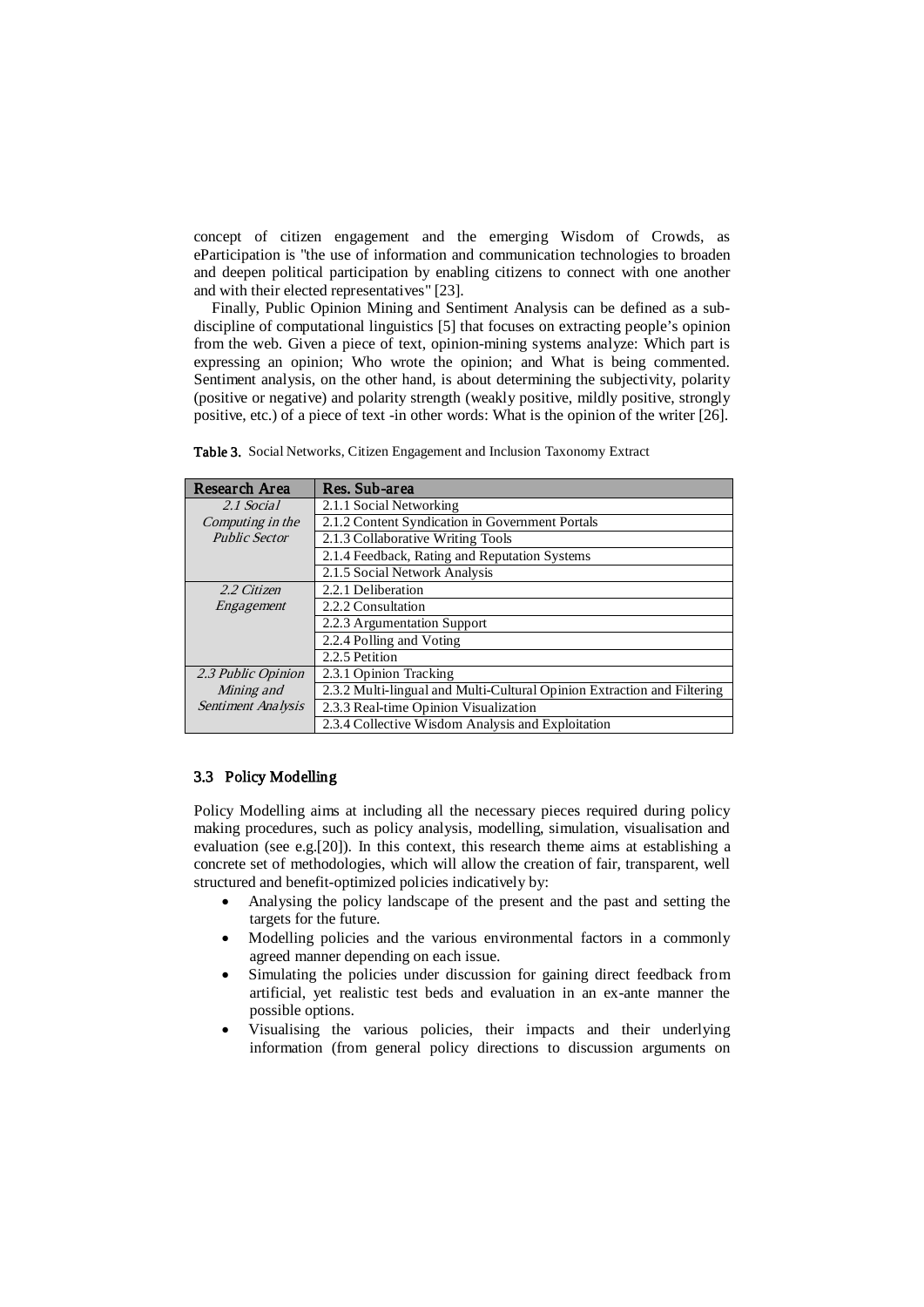concept of citizen engagement and the emerging Wisdom of Crowds, as eParticipation is "the use of information and communication technologies to broaden and deepen political participation by enabling citizens to connect with one another and with their elected representatives" [23].

Finally, Public Opinion Mining and Sentiment Analysis can be defined as a sub-discipline of computational linguistics [5] that focuses on extracting people's opinion from the web. Given a piece of text, opinion-mining systems analyze: Which part is expressing an opinion; Who wrote the opinion; and What is being commented. Sentiment analysis, on the other hand, is about determining the subjectivity, polarity (positive or negative) and polarity strength (weakly positive, mildly positive, strongly positive, etc.) of a piece of text -in other words: What is the opinion of the writer [26].

**Table 3.** Social Networks, Citizen Engagement and Inclusion Taxonomy Extract

| Research Area | Res. Sub-area |
| --- | --- |
| *2.1 Social Computing in the Public Sector* | 2.1.1 Social Networking |
| | 2.1.2 Content Syndication in Government Portals |
| | 2.1.3 Collaborative Writing Tools |
| | 2.1.4 Feedback, Rating and Reputation Systems |
| | 2.1.5 Social Network Analysis |
| *2.2 Citizen Engagement* | 2.2.1 Deliberation |
| | 2.2.2 Consultation |
| | 2.2.3 Argumentation Support |
| | 2.2.4 Polling and Voting |
| | 2.2.5 Petition |
| *2.3 Public Opinion Mining and Sentiment Analysis* | 2.3.1 Opinion Tracking |
| | 2.3.2 Multi-lingual and Multi-Cultural Opinion Extraction and Filtering |
| | 2.3.3 Real-time Opinion Analysis |
| | 2.3.4 Collective Wisdom Analysis and Exploitation |

### 3.3 Policy Modelling

Policy Modelling aims at including all the necessary pieces required during policy making procedures, such as policy analysis, modelling, simulation, visualisation and evaluation (see e.g.[20]). In this context, this research theme aims at establishing a concrete set of methodologies, which will allow the creation of fair, transparent, well structured and benefit-optimized policies indicatively by:

- Analysing the policy landscape of the present and the past and setting the targets for the future.
- Modelling policies and the various environmental factors in a commonly agreed manner depending on each issue.
- Simulating the policies under discussion for gaining direct feedback from artificial, yet realistic test beds and evaluation in an ex-ante manner the possible options.
- Visualising the various policies, their impacts and their underlying information (from general policy directions to discussion arguments on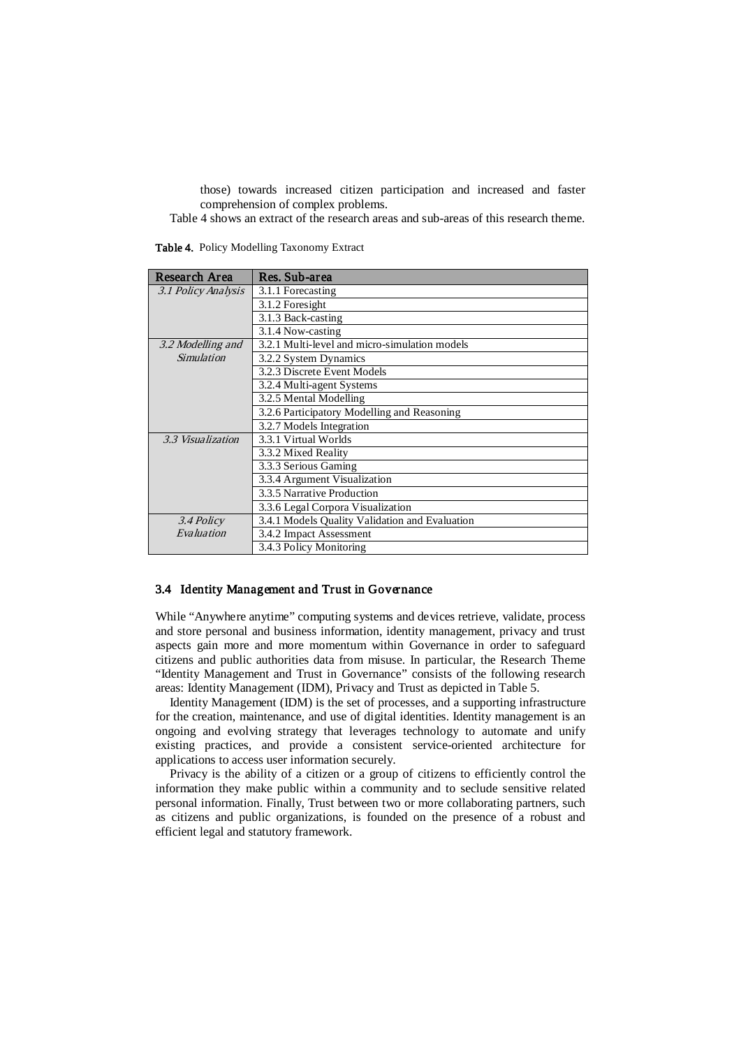those) towards increased citizen participation and increased and faster comprehension of complex problems.

Table 4 shows an extract of the research areas and sub-areas of this research theme.

**Table 4.** Policy Modelling Taxonomy Extract

| Research Area | Res. Sub-area |
|---|---|
| *3.1 Policy Analysis* | 3.1.1 Forecasting |
| | 3.1.2 Foresight |
| | 3.1.3 Back-casting |
| | 3.1.4 Now-casting |
| *3.2 Modelling and Simulation* | 3.2.1 Multi-level and micro-simulation models |
| | 3.2.2 System Dynamics |
| | 3.2.3 Discrete Event Models |
| | 3.2.4 Multi-agent Systems |
| | 3.2.5 Mental Modelling |
| | 3.2.6 Participatory Modelling and Reasoning |
| | 3.2.7 Models Integration |
| *3.3 Visualization* | 3.3.1 Virtual Worlds |
| | 3.3.2 Mixed Reality |
| | 3.3.3 Serious Gaming |
| | 3.3.4 Argument Visualization |
| | 3.3.5 Narrative Production |
| | 3.3.6 Legal Corpora Visualization |
| *3.4 Policy Evaluation* | 3.4.1 Models Quality Validation and Evaluation |
| | 3.4.2 Impact Assessment |
| | 3.4.3 Policy Monitoring |

## 3.4 Identity Management and Trust in Governance

While "Anywhere anytime" computing systems and devices retrieve, validate, process and store personal and business information, identity management, privacy and trust aspects gain more and more momentum within Governance in order to safeguard citizens and public authorities data from misuse. In particular, the Research Theme "Identity Management and Trust in Governance" consists of the following research areas: Identity Management (IDM), Privacy and Trust as depicted in Table 5.

Identity Management (IDM) is the set of processes, and a supporting infrastructure for the creation, maintenance, and use of digital identities. Identity management is an ongoing and evolving strategy that leverages technology to automate and unify existing practices, and provide a consistent service-oriented architecture for applications to access user information securely.

Privacy is the ability of a citizen or a group of citizens to efficiently control the information they make public within a community and to seclude sensitive related personal information. Finally, Trust between two or more collaborating partners, such as citizens and public organizations, is founded on the presence of a robust and efficient legal and statutory framework.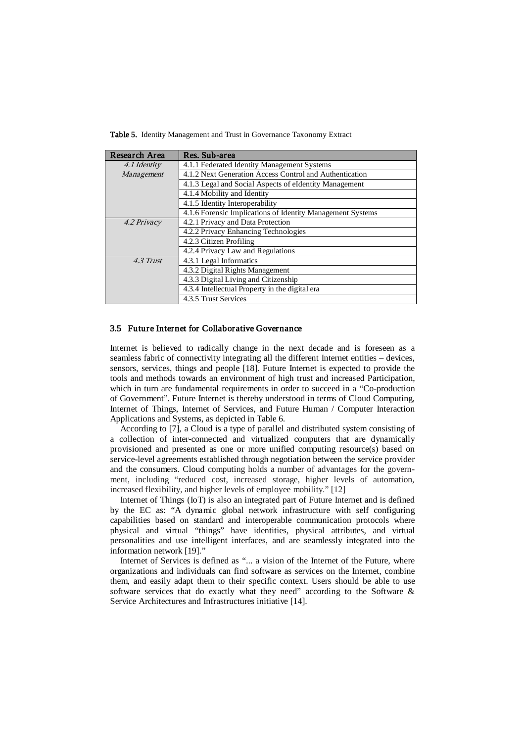**Table 5.** Identity Management and Trust in Governance Taxonomy Extract

| Research Area | Res. Sub-area |
|---|---|
| *4.1 Identity Management* | 4.1.1 Federated Identity Management Systems |
| | 4.1.2 Next Generation Access Control and Authentication |
| | 4.1.3 Legal and Social Aspects of eIdentity Management |
| | 4.1.4 Mobility and Identity |
| | 4.1.5 Identity Interoperability |
| | 4.1.6 Forensic Implications of Identity Management Systems |
| *4.2 Privacy* | 4.2.1 Privacy and Data Protection |
| | 4.2.2 Privacy Enhancing Technologies |
| | 4.2.3 Citizen Profiling |
| | 4.2.4 Privacy Law and Regulations |
| *4.3 Trust* | 4.3.1 Legal Informatics |
| | 4.3.2 Digital Rights Management |
| | 4.3.3 Digital Living and Citizenship |
| | 4.3.4 Intellectual Property in the digital era |
| | 4.3.5 Trust Services |

### 3.5 Future Internet for Collaborative Governance

Internet is believed to radically change in the next decade and is foreseen as a seamless fabric of connectivity integrating all the different Internet entities – devices, sensors, services, things and people [18]. Future Internet is expected to provide the tools and methods towards an environment of high trust and increased Participation, which in turn are fundamental requirements in order to succeed in a "Co-production of Government". Future Internet is thereby understood in terms of Cloud Computing, Internet of Things, Internet of Services, and Future Human / Computer Interaction Applications and Systems, as depicted in Table 6.

According to [7], a Cloud is a type of parallel and distributed system consisting of a collection of inter-connected and virtualized computers that are dynamically provisioned and presented as one or more unified computing resource(s) based on service-level agreements established through negotiation between the service provider and the consumers. Cloud computing holds a number of advantages for the government, including "reduced cost, increased storage, higher levels of automation, increased flexibility, and higher levels of employee mobility." [12]

Internet of Things (IoT) is also an integrated part of Future Internet and is defined by the EC as: "A dynamic global network infrastructure with self configuring capabilities based on standard and interoperable communication protocols where physical and virtual "things" have identities, physical attributes, and virtual personalities and use intelligent interfaces, and are seamlessly integrated into the information network [19]."

Internet of Services is defined as "... a vision of the Internet of the Future, where organizations and individuals can find software as services on the Internet, combine them, and easily adapt them to their specific context. Users should be able to use software services that do exactly what they need" according to the Software & Service Architectures and Infrastructures initiative [14].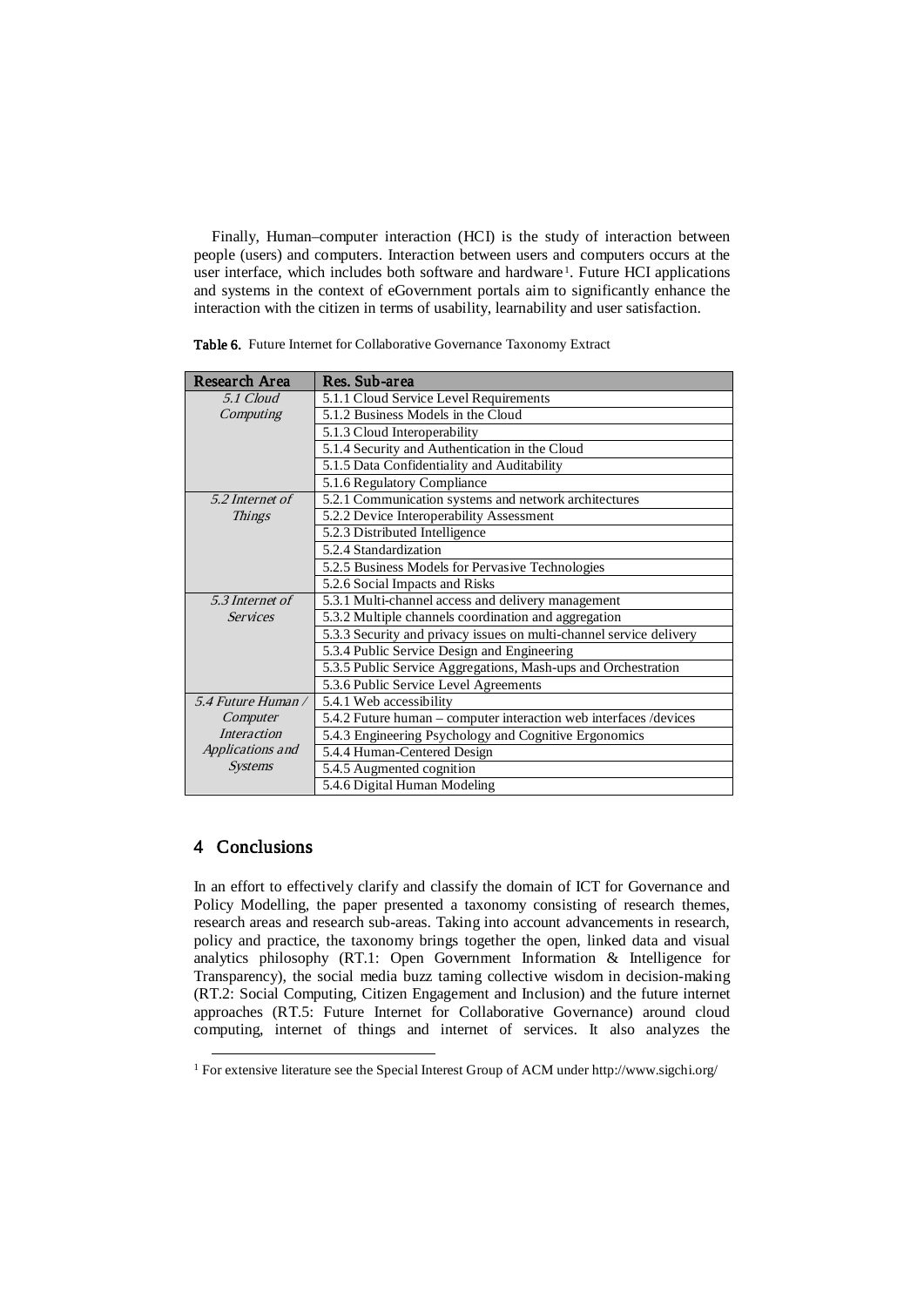Finally, Human–computer interaction (HCI) is the study of interaction between people (users) and computers. Interaction between users and computers occurs at the user interface, which includes both software and hardware[1]. Future HCI applications and systems in the context of eGovernment portals aim to significantly enhance the interaction with the citizen in terms of usability, learnability and user satisfaction.

**Table 6.** Future Internet for Collaborative Governance Taxonomy Extract

| Research Area | Res. Sub-area |
|---|---|
| *5.1 Cloud Computing* | 5.1.1 Cloud Service Level Requirements |
| | 5.1.2 Business Models in the Cloud |
| | 5.1.3 Cloud Interoperability |
| | 5.1.4 Security and Authentication in the Cloud |
| | 5.1.5 Data Confidentiality and Auditability |
| | 5.1.6 Regulatory Compliance |
| *5.2 Internet of Things* | 5.2.1 Communication systems and network architectures |
| | 5.2.2 Device Interoperability Assessment |
| | 5.2.3 Distributed Intelligence |
| | 5.2.4 Standardization |
| | 5.2.5 Business Models for Pervasive Technologies |
| | 5.2.6 Social Impacts and Risks |
| *5.3 Internet of Services* | 5.3.1 Multi-channel access and delivery management |
| | 5.3.2 Multiple channels coordination and aggregation |
| | 5.3.3 Security and privacy issues on multi-channel service delivery |
| | 5.3.4 Public Service Design and Engineering |
| | 5.3.5 Public Service Aggregations, Mash-ups and Orchestration |
| | 5.3.6 Public Service Level Agreements |
| *5.4 Future Human / Computer Interaction Applications and Systems* | 5.4.1 Web accessibility |
| | 5.4.2 Future human – computer interaction web interfaces /devices |
| | 5.4.3 Engineering Psychology and Cognitive Ergonomics |
| | 5.4.4 Human-Centered Design |
| | 5.4.5 Augmented cognition |
| | 5.4.6 Digital Human Modeling |

## 4 Conclusions

In an effort to effectively clarify and classify the domain of ICT for Governance and Policy Modelling, the paper presented a taxonomy consisting of research themes, research areas and research sub-areas. Taking into account advancements in research, policy and practice, the taxonomy brings together the open, linked data and visual analytics philosophy (RT.1: Open Government Information & Intelligence for Transparency), the social media buzz taming collective wisdom in decision-making (RT.2: Social Computing, Citizen Engagement and Inclusion) and the future internet approaches (RT.5: Future Internet for Collaborative Governance) around cloud computing, internet of things and internet of services. It also analyzes the

[1] For extensive literature see the Special Interest Group of ACM under http://www.sigchi.org/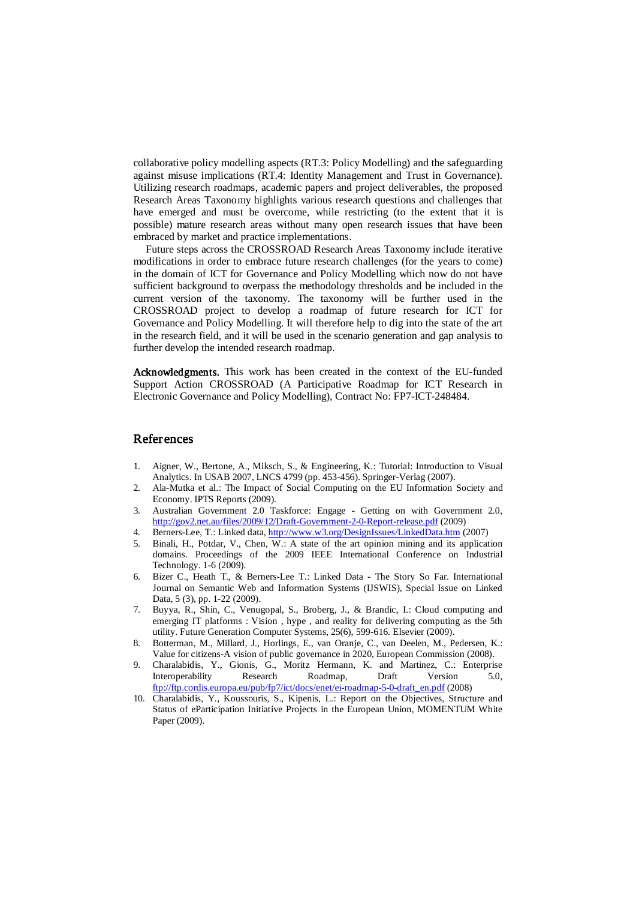collaborative policy modelling aspects (RT.3: Policy Modelling) and the safeguarding against misuse implications (RT.4: Identity Management and Trust in Governance). Utilizing research roadmaps, academic papers and project deliverables, the proposed Research Areas Taxonomy highlights various research questions and challenges that have emerged and must be overcome, while restricting (to the extent that it is possible) mature research areas without many open research issues that have been embraced by market and practice implementations.

Future steps across the CROSSROAD Research Areas Taxonomy include iterative modifications in order to embrace future research challenges (for the years to come) in the domain of ICT for Governance and Policy Modelling which now do not have sufficient background to overpass the methodology thresholds and be included in the current version of the taxonomy. The taxonomy will be further used in the CROSSROAD project to develop a roadmap of future research for ICT for Governance and Policy Modelling. It will therefore help to dig into the state of the art in the research field, and it will be used in the scenario generation and gap analysis to further develop the intended research roadmap.

**Acknowledgments.** This work has been created in the context of the EU-funded Support Action CROSSROAD (A Participative Roadmap for ICT Research in Electronic Governance and Policy Modelling), Contract No: FP7-ICT-248484.

## References

1. Aigner, W., Bertone, A., Miksch, S., & Engineering, K.: Tutorial: Introduction to Visual Analytics. In USAB 2007, LNCS 4799 (pp. 453-456). Springer-Verlag (2007).
2. Ala-Mutka et al.: The Impact of Social Computing on the EU Information Society and Economy. IPTS Reports (2009).
3. Australian Government 2.0 Taskforce: Engage - Getting on with Government 2.0, http://gov2.net.au/files/2009/12/Draft-Government-2-0-Report-release.pdf (2009)
4. Berners-Lee, T.: Linked data, http://www.w3.org/DesignIssues/LinkedData.htm (2007)
5. Binali, H., Potdar, V., Chen, W.: A state of the art opinion mining and its application domains. Proceedings of the 2009 IEEE International Conference on Industrial Technology. 1-6 (2009).
6. Bizer C., Heath T., & Berners-Lee T.: Linked Data - The Story So Far. International Journal on Semantic Web and Information Systems (IJSWIS), Special Issue on Linked Data, 5 (3), pp. 1-22 (2009).
7. Buyya, R., Shin, C., Venugopal, S., Broberg, J., & Brandic, I.: Cloud computing and emerging IT platforms : Vision , hype , and reality for delivering computing as the 5th utility. Future Generation Computer Systems, 25(6), 599-616. Elsevier (2009).
8. Botterman, M., Millard, J., Horlings, E., van Oranje, C., van Deelen, M., Pedersen, K.: Value for citizens-A vision of public governance in 2020, European Commission (2008).
9. Charalabidis, Y., Gionis, G., Moritz Hermann, K. and Martinez, C.: Enterprise Interoperability Research Roadmap, Draft Version 5.0, ftp://ftp.cordis.europa.eu/pub/fp7/ict/docs/enet/ei-roadmap-5-0-draft_en.pdf (2008)
10. Charalabidis, Y., Koussouris, S., Kipenis, L.: Report on the Objectives, Structure and Status of eParticipation Initiative Projects in the European Union, MOMENTUM White Paper (2009).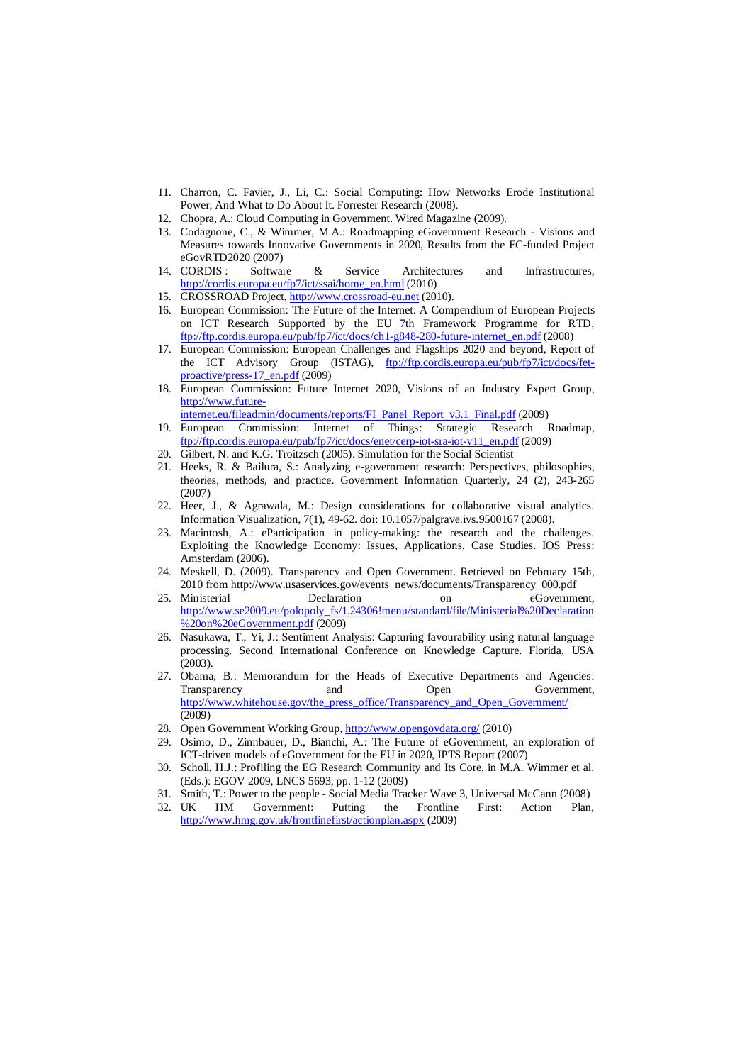11. Charron, C. Favier, J., Li, C.: Social Computing: How Networks Erode Institutional Power, And What to Do About It. Forrester Research (2008).
12. Chopra, A.: Cloud Computing in Government. Wired Magazine (2009).
13. Codagnone, C., & Wimmer, M.A.: Roadmapping eGovernment Research - Visions and Measures towards Innovative Governments in 2020, Results from the EC-funded Project eGovRTD2020 (2007)
14. CORDIS : Software & Service Architectures and Infrastructures, http://cordis.europa.eu/fp7/ict/ssai/home_en.html (2010)
15. CROSSROAD Project, http://www.crossroad-eu.net (2010).
16. European Commission: The Future of the Internet: A Compendium of European Projects on ICT Research Supported by the EU 7th Framework Programme for RTD, ftp://ftp.cordis.europa.eu/pub/fp7/ict/docs/ch1-g848-280-future-internet_en.pdf (2008)
17. European Commission: European Challenges and Flagships 2020 and beyond, Report of the ICT Advisory Group (ISTAG), ftp://ftp.cordis.europa.eu/pub/fp7/ict/docs/fet-proactive/press-17_en.pdf (2009)
18. European Commission: Future Internet 2020, Visions of an Industry Expert Group, http://www.future-internet.eu/fileadmin/documents/reports/FI_Panel_Report_v3.1_Final.pdf (2009)
19. European Commission: Internet of Things: Strategic Research Roadmap, ftp://ftp.cordis.europa.eu/pub/fp7/ict/docs/enet/cerp-iot-sra-iot-v11_en.pdf (2009)
20. Gilbert, N. and K.G. Troitzsch (2005). Simulation for the Social Scientist
21. Heeks, R. & Bailura, S.: Analyzing e-government research: Perspectives, philosophies, theories, methods, and practice. Government Information Quarterly, 24 (2), 243-265 (2007)
22. Heer, J., & Agrawala, M.: Design considerations for collaborative visual analytics. Information Visualization, 7(1), 49-62. doi: 10.1057/palgrave.ivs.9500167 (2008).
23. Macintosh, A.: eParticipation in policy-making: the research and the challenges. Exploiting the Knowledge Economy: Issues, Applications, Case Studies. IOS Press: Amsterdam (2006).
24. Meskell, D. (2009). Transparency and Open Government. Retrieved on February 15th, 2010 from http://www.usaservices.gov/events_news/documents/Transparency_000.pdf
25. Ministerial Declaration on eGovernment, http://www.se2009.eu/polopoly_fs/1.24306!menu/standard/file/Ministerial%20Declaration%20on%20eGovernment.pdf (2009)
26. Nasukawa, T., Yi, J.: Sentiment Analysis: Capturing favourability using natural language processing. Second International Conference on Knowledge Capture. Florida, USA (2003).
27. Obama, B.: Memorandum for the Heads of Executive Departments and Agencies: Transparency and Open Government, http://www.whitehouse.gov/the_press_office/Transparency_and_Open_Government/ (2009)
28. Open Government Working Group, http://www.opengovdata.org/ (2010)
29. Osimo, D., Zinnbauer, D., Bianchi, A.: The Future of eGovernment, an exploration of ICT-driven models of eGovernment for the EU in 2020, IPTS Report (2007)
30. Scholl, H.J.: Profiling the EG Research Community and Its Core, in M.A. Wimmer et al. (Eds.): EGOV 2009, LNCS 5693, pp. 1-12 (2009)
31. Smith, T.: Power to the people - Social Media Tracker Wave 3, Universal McCann (2008)
32. UK HM Government: Putting the Frontline First: Action Plan, http://www.hmg.gov.uk/frontlinefirst/actionplan.aspx (2009)